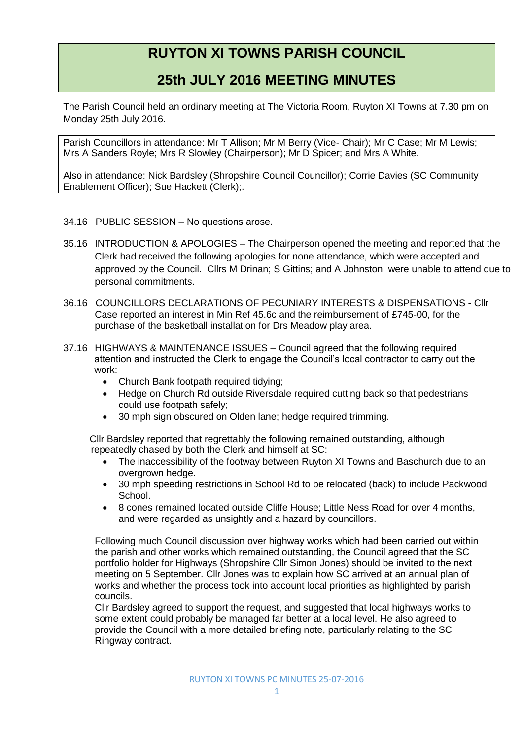# RUYTON XI TOWNS PARISH COUNCIL

## 25th JULY 2016 MEETING MINUTES

The Parish Council held an ordinary meeting at The Victoria Room, Ruyton XI Towns at 7.30 pm on Monday 25th July 2016.

Parish Councillors in attendance: Mr T Allison; Mr M Berry (Vice- Chair); Mr C Case; Mr M Lewis; Mrs A Sanders Royle; Mrs R Slowley (Chairperson); Mr D Spicer; and Mrs A White.

Also in attendance: Nick Bardsley (Shropshire Council Councillor); Corrie Davies (SC Community Enablement Officer); Sue Hackett (Clerk);.

34.16 PUBLIC SESSION – No questions arose.

35.16 INTRODUCTION & APOLOGIES – The Chairperson opened the meeting and reported that the Clerk had received the following apologies for none attendance, which were accepted and approved by the Council. Cllrs M Drinan; S Gittins; and A Johnston; were unable to attend due to personal commitments.

36.16 COUNCILLORS DECLARATIONS OF PECUNIARY INTERESTS & DISPENSATIONS - Cllr Case reported an interest in Min Ref 45.6c and the reimbursement of £745-00, for the purchase of the basketball installation for Drs Meadow play area.

37.16 HIGHWAYS & MAINTENANCE ISSUES – Council agreed that the following required attention and instructed the Clerk to engage the Council's local contractor to carry out the work:

- Church Bank footpath required tidying;
- Hedge on Church Rd outside Riversdale required cutting back so that pedestrians could use footpath safely;
- 30 mph sign obscured on Olden lane; hedge required trimming.

Cllr Bardsley reported that regrettably the following remained outstanding, although repeatedly chased by both the Clerk and himself at SC:

- The inaccessibility of the footway between Ruyton XI Towns and Baschurch due to an overgrown hedge.
- 30 mph speeding restrictions in School Rd to be relocated (back) to include Packwood School.
- 8 cones remained located outside Cliffe House; Little Ness Road for over 4 months, and were regarded as unsightly and a hazard by councillors.

Following much Council discussion over highway works which had been carried out within the parish and other works which remained outstanding, the Council agreed that the SC portfolio holder for Highways (Shropshire Cllr Simon Jones) should be invited to the next meeting on 5 September. Cllr Jones was to explain how SC arrived at an annual plan of works and whether the process took into account local priorities as highlighted by parish councils.
Cllr Bardsley agreed to support the request, and suggested that local highways works to some extent could probably be managed far better at a local level. He also agreed to provide the Council with a more detailed briefing note, particularly relating to the SC Ringway contract.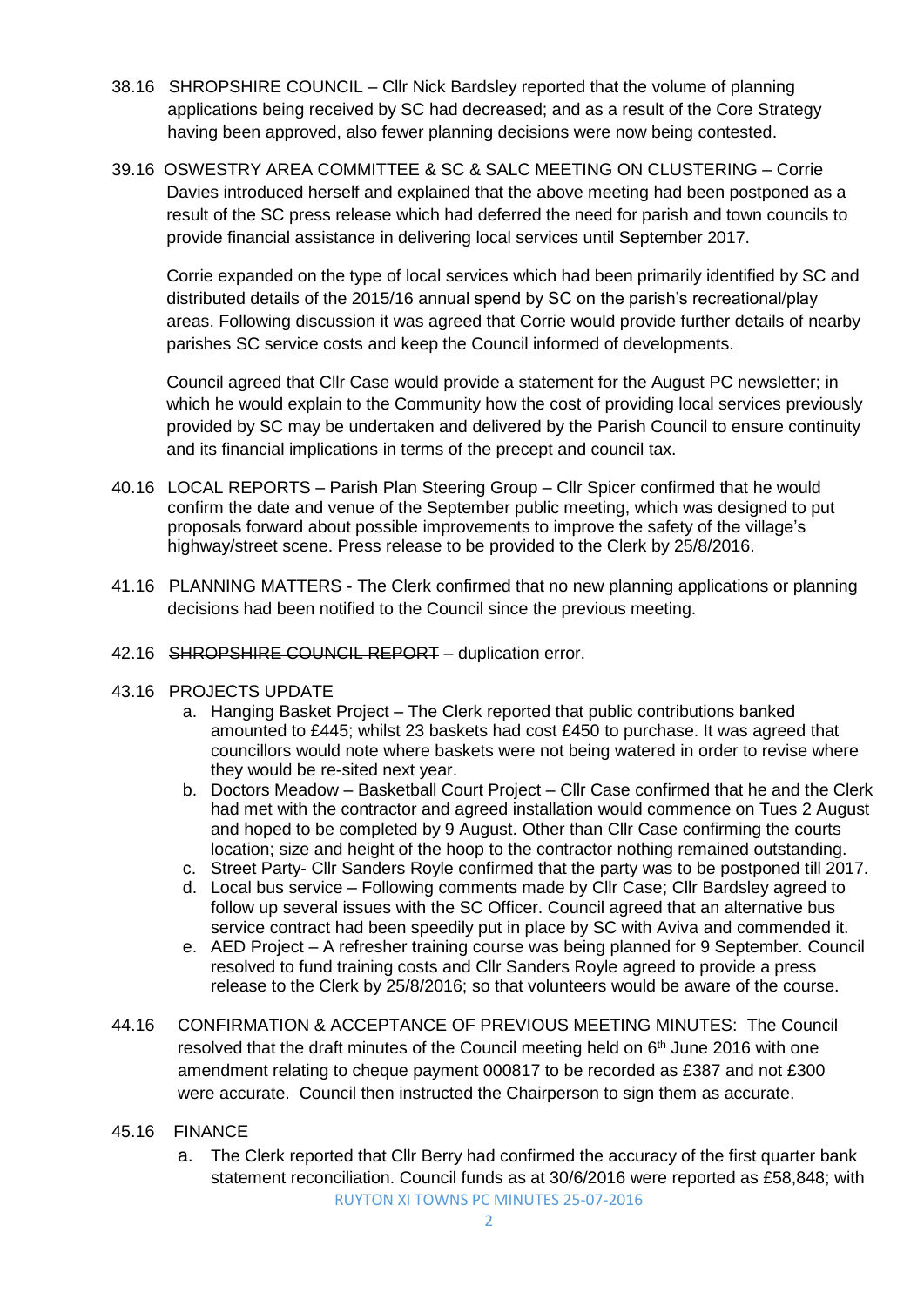38.16 SHROPSHIRE COUNCIL – Cllr Nick Bardsley reported that the volume of planning applications being received by SC had decreased; and as a result of the Core Strategy having been approved, also fewer planning decisions were now being contested.

39.16 OSWESTRY AREA COMMITTEE & SC & SALC MEETING ON CLUSTERING – Corrie Davies introduced herself and explained that the above meeting had been postponed as a result of the SC press release which had deferred the need for parish and town councils to provide financial assistance in delivering local services until September 2017.

Corrie expanded on the type of local services which had been primarily identified by SC and distributed details of the 2015/16 annual spend by SC on the parish's recreational/play areas. Following discussion it was agreed that Corrie would provide further details of nearby parishes SC service costs and keep the Council informed of developments.

Council agreed that Cllr Case would provide a statement for the August PC newsletter; in which he would explain to the Community how the cost of providing local services previously provided by SC may be undertaken and delivered by the Parish Council to ensure continuity and its financial implications in terms of the precept and council tax.

40.16 LOCAL REPORTS – Parish Plan Steering Group – Cllr Spicer confirmed that he would confirm the date and venue of the September public meeting, which was designed to put proposals forward about possible improvements to improve the safety of the village's highway/street scene. Press release to be provided to the Clerk by 25/8/2016.

41.16 PLANNING MATTERS - The Clerk confirmed that no new planning applications or planning decisions had been notified to the Council since the previous meeting.

42.16 ~~SHROPSHIRE COUNCIL REPORT~~ – duplication error.

43.16 PROJECTS UPDATE

a. Hanging Basket Project – The Clerk reported that public contributions banked amounted to £445; whilst 23 baskets had cost £450 to purchase. It was agreed that councillors would note where baskets were not being watered in order to revise where they would be re-sited next year.
b. Doctors Meadow – Basketball Court Project – Cllr Case confirmed that he and the Clerk had met with the contractor and agreed installation would commence on Tues 2 August and hoped to be completed by 9 August. Other than Cllr Case confirming the courts location; size and height of the hoop to the contractor nothing remained outstanding.
c. Street Party- Cllr Sanders Royle confirmed that the party was to be postponed till 2017.
d. Local bus service – Following comments made by Cllr Case; Cllr Bardsley agreed to follow up several issues with the SC Officer. Council agreed that an alternative bus service contract had been speedily put in place by SC with Aviva and commended it.
e. AED Project – A refresher training course was being planned for 9 September. Council resolved to fund training costs and Cllr Sanders Royle agreed to provide a press release to the Clerk by 25/8/2016; so that volunteers would be aware of the course.

44.16 CONFIRMATION & ACCEPTANCE OF PREVIOUS MEETING MINUTES: The Council resolved that the draft minutes of the Council meeting held on 6th June 2016 with one amendment relating to cheque payment 000817 to be recorded as £387 and not £300 were accurate. Council then instructed the Chairperson to sign them as accurate.

45.16 FINANCE

a. The Clerk reported that Cllr Berry had confirmed the accuracy of the first quarter bank statement reconciliation. Council funds as at 30/6/2016 were reported as £58,848; with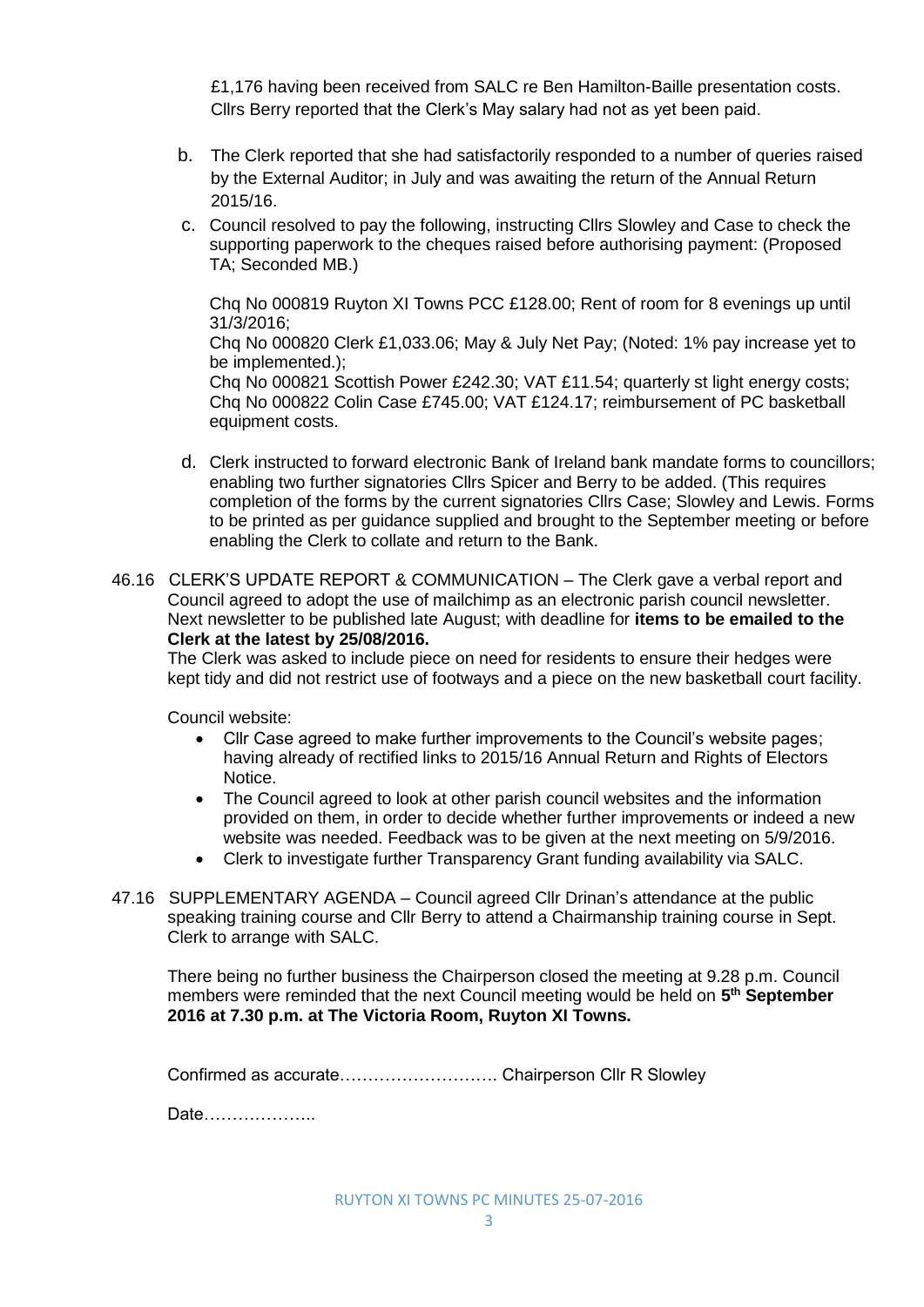£1,176 having been received from SALC re Ben Hamilton-Baille presentation costs. Cllrs Berry reported that the Clerk's May salary had not as yet been paid.

b. The Clerk reported that she had satisfactorily responded to a number of queries raised by the External Auditor; in July and was awaiting the return of the Annual Return 2015/16.

c. Council resolved to pay the following, instructing Cllrs Slowley and Case to check the supporting paperwork to the cheques raised before authorising payment: (Proposed TA; Seconded MB.)

Chq No 000819 Ruyton XI Towns PCC £128.00; Rent of room for 8 evenings up until 31/3/2016;
Chq No 000820 Clerk £1,033.06; May & July Net Pay; (Noted: 1% pay increase yet to be implemented.);
Chq No 000821 Scottish Power £242.30; VAT £11.54; quarterly st light energy costs;
Chq No 000822 Colin Case £745.00; VAT £124.17; reimbursement of PC basketball equipment costs.

d. Clerk instructed to forward electronic Bank of Ireland bank mandate forms to councillors; enabling two further signatories Cllrs Spicer and Berry to be added. (This requires completion of the forms by the current signatories Cllrs Case; Slowley and Lewis. Forms to be printed as per guidance supplied and brought to the September meeting or before enabling the Clerk to collate and return to the Bank.

46.16 CLERK'S UPDATE REPORT & COMMUNICATION – The Clerk gave a verbal report and Council agreed to adopt the use of mailchimp as an electronic parish council newsletter. Next newsletter to be published late August; with deadline for **items to be emailed to the Clerk at the latest by 25/08/2016.**
The Clerk was asked to include piece on need for residents to ensure their hedges were kept tidy and did not restrict use of footways and a piece on the new basketball court facility.

Council website:

- Cllr Case agreed to make further improvements to the Council's website pages; having already of rectified links to 2015/16 Annual Return and Rights of Electors Notice.
- The Council agreed to look at other parish council websites and the information provided on them, in order to decide whether further improvements or indeed a new website was needed. Feedback was to be given at the next meeting on 5/9/2016.
- Clerk to investigate further Transparency Grant funding availability via SALC.

47.16 SUPPLEMENTARY AGENDA – Council agreed Cllr Drinan's attendance at the public speaking training course and Cllr Berry to attend a Chairmanship training course in Sept. Clerk to arrange with SALC.

There being no further business the Chairperson closed the meeting at 9.28 p.m. Council members were reminded that the next Council meeting would be held on **5th September 2016 at 7.30 p.m. at The Victoria Room, Ruyton XI Towns.**

Confirmed as accurate………………………. Chairperson Cllr R Slowley

Date………………..